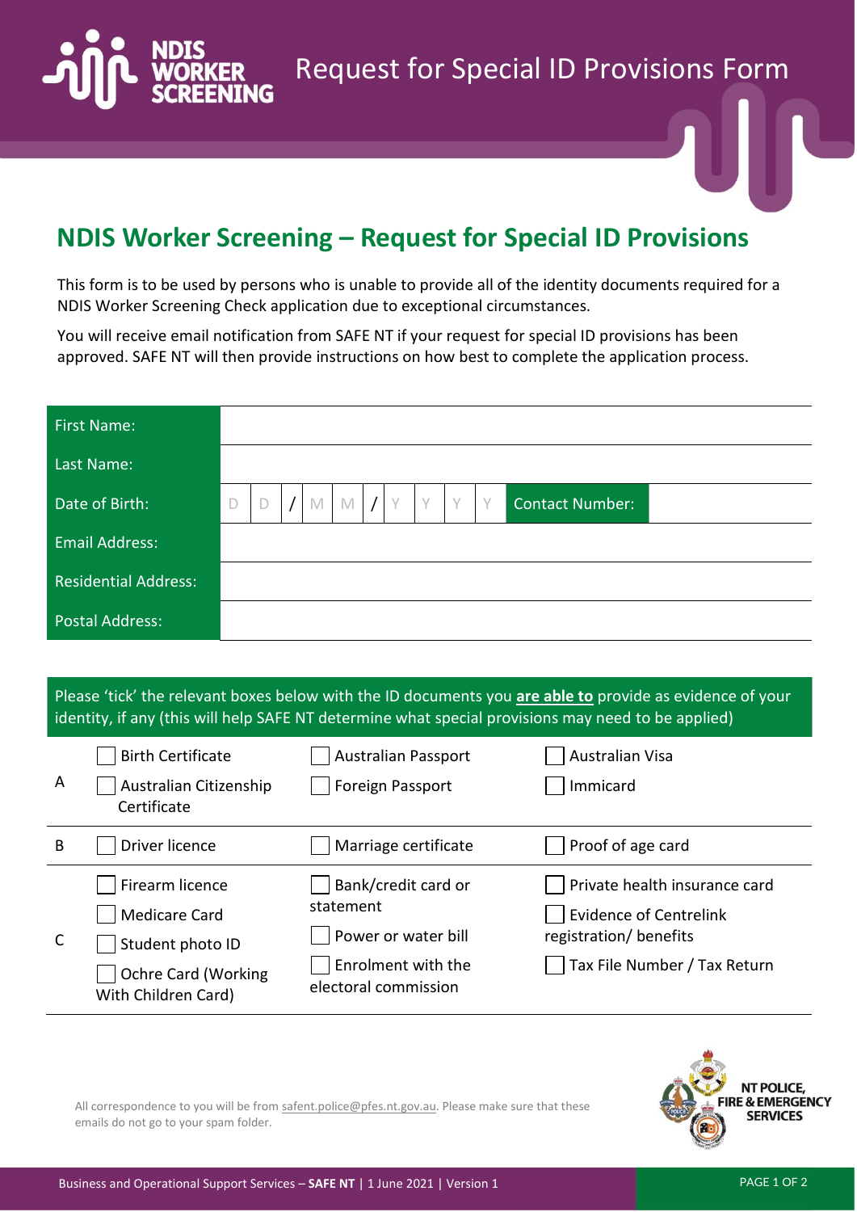# Request for Special ID Provisions Form

## NDIS Worker Screening – Request for Special ID Provisions

This form is to be used by persons who is unable to provide all of the identity documents required for a NDIS Worker Screening Check application due to exceptional circumstances.

You will receive email notification from SAFE NT if your request for special ID provisions has been approved. SAFE NT will then provide instructions on how best to complete the application process.

| First Name: | | | |
|---|---|---|---|
| Last Name: | | | |
| Date of Birth: | D D / M M / Y Y Y Y | Contact Number: | |
| Email Address: | | | |
| Residential Address: | | | |
| Postal Address: | | | |

Please 'tick' the relevant boxes below with the ID documents you **are able to** provide as evidence of your identity, if any (this will help SAFE NT determine what special provisions may need to be applied)

| | | | |
|---|---|---|---|
| A | ☐ Birth Certificate<br>☐ Australian Citizenship Certificate | ☐ Australian Passport<br>☐ Foreign Passport | ☐ Australian Visa<br>☐ Immicard |
| B | ☐ Driver licence | ☐ Marriage certificate | ☐ Proof of age card |
| C | ☐ Firearm licence<br>☐ Medicare Card<br>☐ Student photo ID<br>☐ Ochre Card (Working With Children Card) | ☐ Bank/credit card or statement<br>☐ Power or water bill<br>☐ Enrolment with the electoral commission | ☐ Private health insurance card<br>☐ Evidence of Centrelink registration/ benefits<br>☐ Tax File Number / Tax Return |

All correspondence to you will be from safent.police@pfes.nt.gov.au. Please make sure that these emails do not go to your spam folder.

NT POLICE, FIRE & EMERGENCY SERVICES

Business and Operational Support Services – **SAFE NT** | 1 June 2021 | Version 1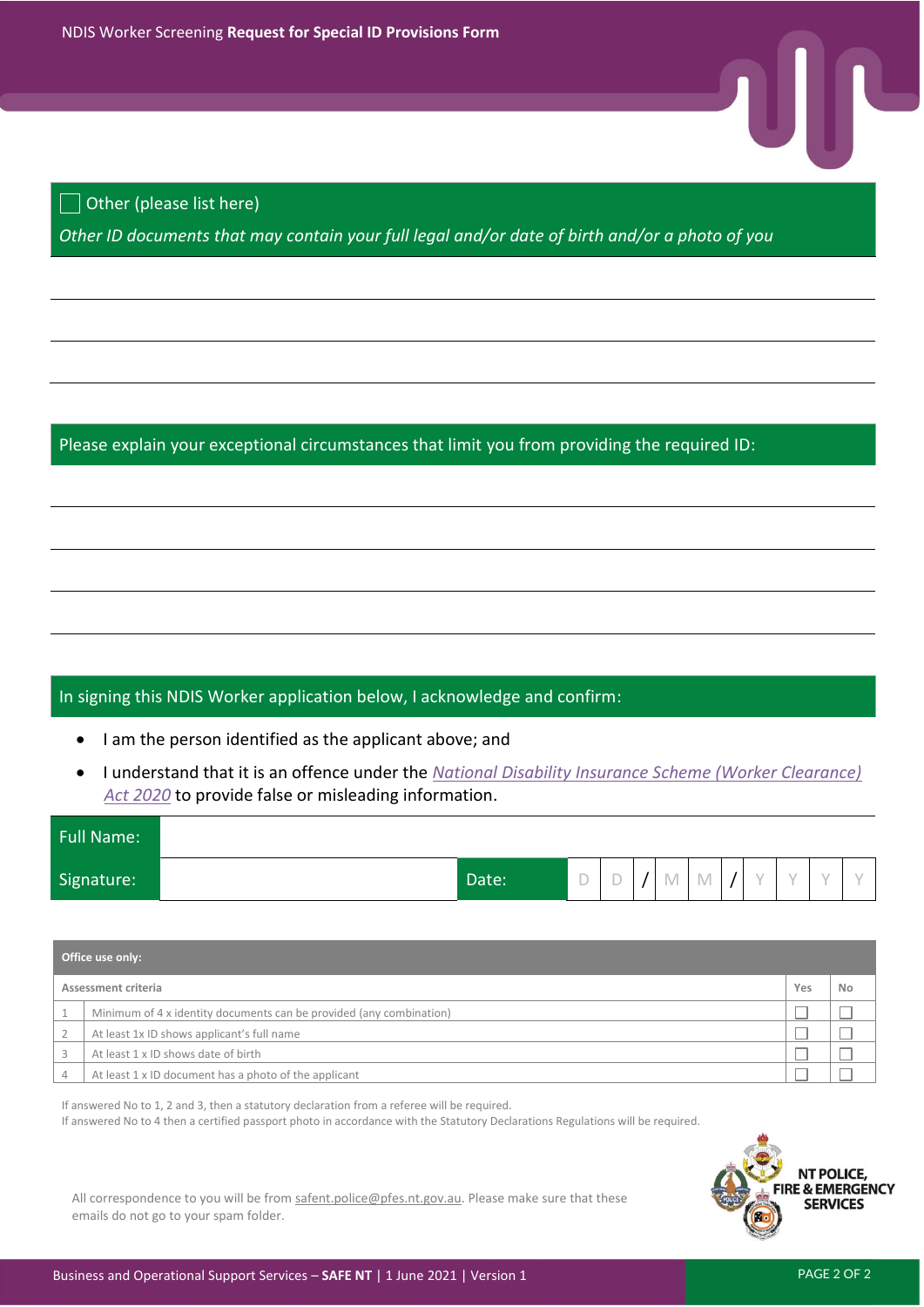☐ Other (please list here)

*Other ID documents that may contain your full legal and/or date of birth and/or a photo of you*

Please explain your exceptional circumstances that limit you from providing the required ID:

In signing this NDIS Worker application below, I acknowledge and confirm:

- I am the person identified as the applicant above; and
- I understand that it is an offence under the *National Disability Insurance Scheme (Worker Clearance) Act 2020* to provide false or misleading information.

| | | | |
|---|---|---|---|
| Full Name: | | | |
| Signature: | | Date: | D D / M M / Y Y Y Y |

| Office use only: | | | |
|---|---|---|---|
| Assessment criteria | | Yes | No |
| 1 | Minimum of 4 x identity documents can be provided (any combination) | ☐ | ☐ |
| 2 | At least 1x ID shows applicant's full name | ☐ | ☐ |
| 3 | At least 1 x ID shows date of birth | ☐ | ☐ |
| 4 | At least 1 x ID document has a photo of the applicant | ☐ | ☐ |

If answered No to 1, 2 and 3, then a statutory declaration from a referee will be required.
If answered No to 4 then a certified passport photo in accordance with the Statutory Declarations Regulations will be required.

All correspondence to you will be from safent.police@pfes.nt.gov.au. Please make sure that these emails do not go to your spam folder.

NT POLICE, FIRE & EMERGENCY SERVICES